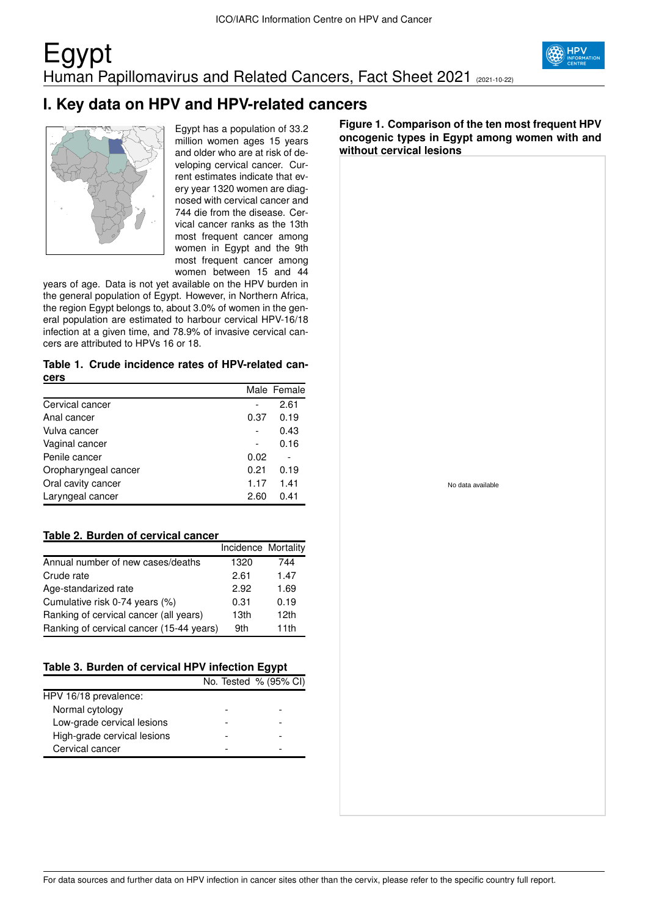# Egypt

## Human Papillomavirus and Related Cancers, Fact Sheet 2021 (2021-10-22)

## I. Key data on HPV and HPV-related cancers

Egypt has a population of 33.2 million women ages 15 years and older who are at risk of developing cervical cancer. Current estimates indicate that every year 1320 women are diagnosed with cervical cancer and 744 die from the disease. Cervical cancer ranks as the 13th most frequent cancer among women in Egypt and the 9th most frequent cancer among women between 15 and 44 years of age. Data is not yet available on the HPV burden in the general population of Egypt. However, in Northern Africa, the region Egypt belongs to, about 3.0% of women in the general population are estimated to harbour cervical HPV-16/18 infection at a given time, and 78.9% of invasive cervical cancers are attributed to HPVs 16 or 18.

**Table 1. Crude incidence rates of HPV-related cancers**

| | Male | Female |
|---|---|---|
| Cervical cancer | - | 2.61 |
| Anal cancer | 0.37 | 0.19 |
| Vulva cancer | - | 0.43 |
| Vaginal cancer | - | 0.16 |
| Penile cancer | 0.02 | - |
| Oropharyngeal cancer | 0.21 | 0.19 |
| Oral cavity cancer | 1.17 | 1.41 |
| Laryngeal cancer | 2.60 | 0.41 |

**Table 2. Burden of cervical cancer**

| | Incidence | Mortality |
|---|---|---|
| Annual number of new cases/deaths | 1320 | 744 |
| Crude rate | 2.61 | 1.47 |
| Age-standarized rate | 2.92 | 1.69 |
| Cumulative risk 0-74 years (%) | 0.31 | 0.19 |
| Ranking of cervical cancer (all years) | 13th | 12th |
| Ranking of cervical cancer (15-44 years) | 9th | 11th |

**Table 3. Burden of cervical HPV infection Egypt**

| | No. Tested | % (95% CI) |
|---|---|---|
| HPV 16/18 prevalence: | | |
| Normal cytology | - | - |
| Low-grade cervical lesions | - | - |
| High-grade cervical lesions | - | - |
| Cervical cancer | - | - |

**Figure 1. Comparison of the ten most frequent HPV oncogenic types in Egypt among women with and without cervical lesions**

No data available

For data sources and further data on HPV infection in cancer sites other than the cervix, please refer to the specific country full report.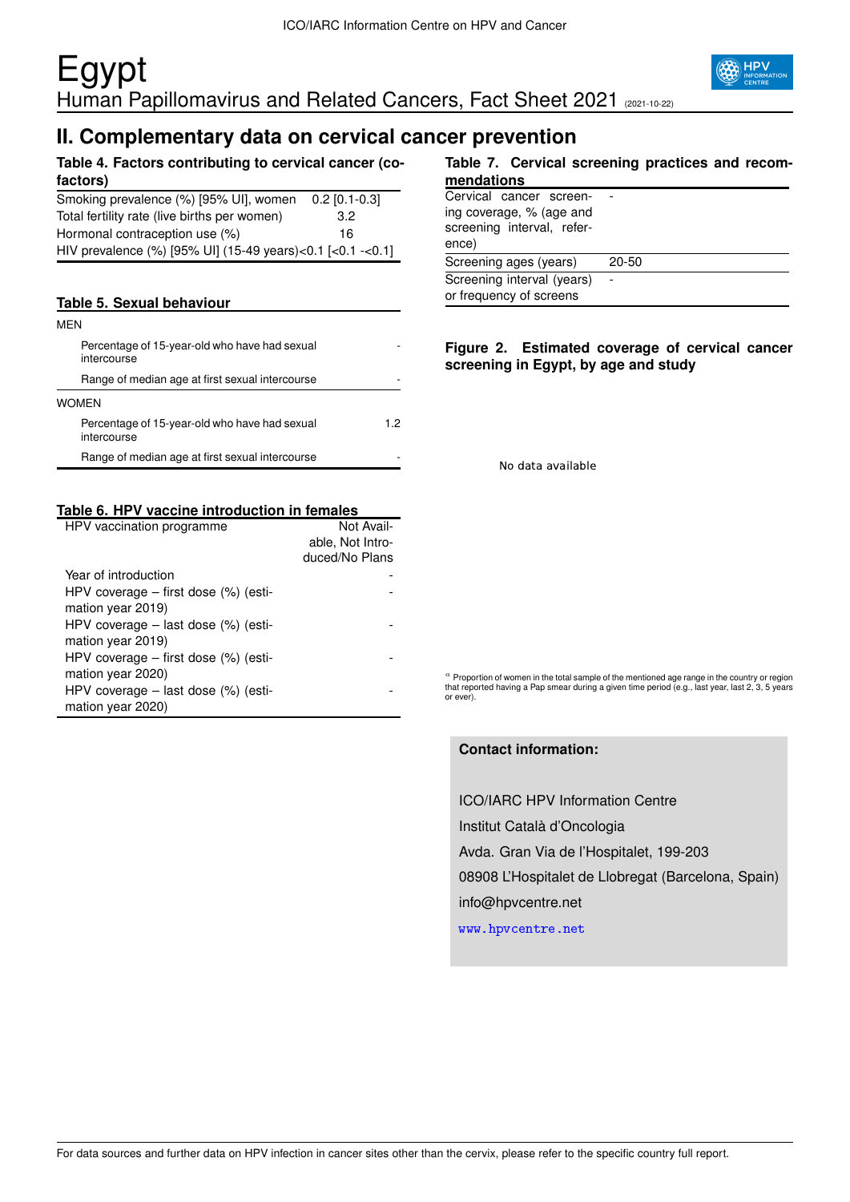# Egypt

Human Papillomavirus and Related Cancers, Fact Sheet 2021 (2021-10-22)

## II. Complementary data on cervical cancer prevention

### Table 4. Factors contributing to cervical cancer (cofactors)

| | |
|---|---|
| Smoking prevalence (%) [95% UI], women | 0.2 [0.1-0.3] |
| Total fertility rate (live births per women) | 3.2 |
| Hormonal contraception use (%) | 16 |
| HIV prevalence (%) [95% UI] (15-49 years) | <0.1 [<0.1 -<0.1] |

### Table 5. Sexual behaviour

| | |
|---|---|
| MEN | |
| Percentage of 15-year-old who have had sexual intercourse | - |
| Range of median age at first sexual intercourse | - |
| WOMEN | |
| Percentage of 15-year-old who have had sexual intercourse | 1.2 |
| Range of median age at first sexual intercourse | - |

### Table 6. HPV vaccine introduction in females

| | |
|---|---|
| HPV vaccination programme | Not Available, Not Introduced/No Plans |
| Year of introduction | - |
| HPV coverage – first dose (%) (estimation year 2019) | - |
| HPV coverage – last dose (%) (estimation year 2019) | - |
| HPV coverage – first dose (%) (estimation year 2020) | - |
| HPV coverage – last dose (%) (estimation year 2020) | - |

### Table 7. Cervical screening practices and recommendations

| | |
|---|---|
| Cervical cancer screening coverage, % (age and screening interval, reference) | - |
| Screening ages (years) | 20-50 |
| Screening interval (years) or frequency of screens | - |

### Figure 2. Estimated coverage of cervical cancer screening in Egypt, by age and study

No data available

[a] Proportion of women in the total sample of the mentioned age range in the country or region that reported having a Pap smear during a given time period (e.g., last year, last 2, 3, 5 years or ever).

**Contact information:**

ICO/IARC HPV Information Centre

Institut Català d'Oncologia

Avda. Gran Via de l'Hospitalet, 199-203

08908 L'Hospitalet de Llobregat (Barcelona, Spain)

info@hpvcentre.net

www.hpvcentre.net

For data sources and further data on HPV infection in cancer sites other than the cervix, please refer to the specific country full report.